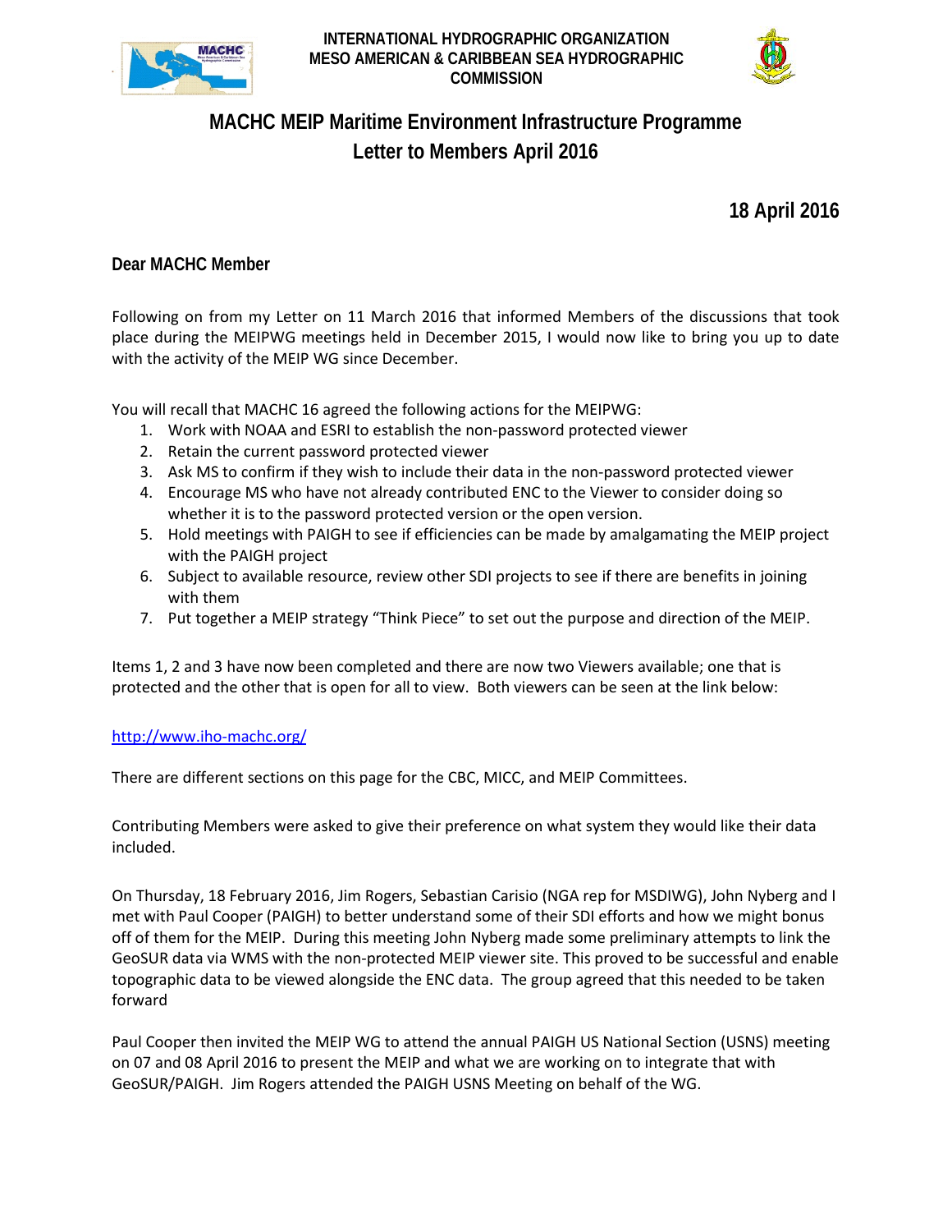INTERNATIONAL HYDROGRAPHIC ORGANIZATION
MESO AMERICAN & CARIBBEAN SEA HYDROGRAPHIC COMMISSION

# MACHC MEIP Maritime Environment Infrastructure Programme
# Letter to Members April 2016

**18 April 2016**

**Dear MACHC Member**

Following on from my Letter on 11 March 2016 that informed Members of the discussions that took place during the MEIPWG meetings held in December 2015, I would now like to bring you up to date with the activity of the MEIP WG since December.

You will recall that MACHC 16 agreed the following actions for the MEIPWG:

1. Work with NOAA and ESRI to establish the non-password protected viewer
2. Retain the current password protected viewer
3. Ask MS to confirm if they wish to include their data in the non-password protected viewer
4. Encourage MS who have not already contributed ENC to the Viewer to consider doing so whether it is to the password protected version or the open version.
5. Hold meetings with PAIGH to see if efficiencies can be made by amalgamating the MEIP project with the PAIGH project
6. Subject to available resource, review other SDI projects to see if there are benefits in joining with them
7. Put together a MEIP strategy "Think Piece" to set out the purpose and direction of the MEIP.

Items 1, 2 and 3 have now been completed and there are now two Viewers available; one that is protected and the other that is open for all to view. Both viewers can be seen at the link below:

[http://www.iho-machc.org/](http://www.iho-machc.org/)

There are different sections on this page for the CBC, MICC, and MEIP Committees.

Contributing Members were asked to give their preference on what system they would like their data included.

On Thursday, 18 February 2016, Jim Rogers, Sebastian Carisio (NGA rep for MSDIWG), John Nyberg and I met with Paul Cooper (PAIGH) to better understand some of their SDI efforts and how we might bonus off of them for the MEIP. During this meeting John Nyberg made some preliminary attempts to link the GeoSUR data via WMS with the non-protected MEIP viewer site. This proved to be successful and enable topographic data to be viewed alongside the ENC data. The group agreed that this needed to be taken forward

Paul Cooper then invited the MEIP WG to attend the annual PAIGH US National Section (USNS) meeting on 07 and 08 April 2016 to present the MEIP and what we are working on to integrate that with GeoSUR/PAIGH. Jim Rogers attended the PAIGH USNS Meeting on behalf of the WG.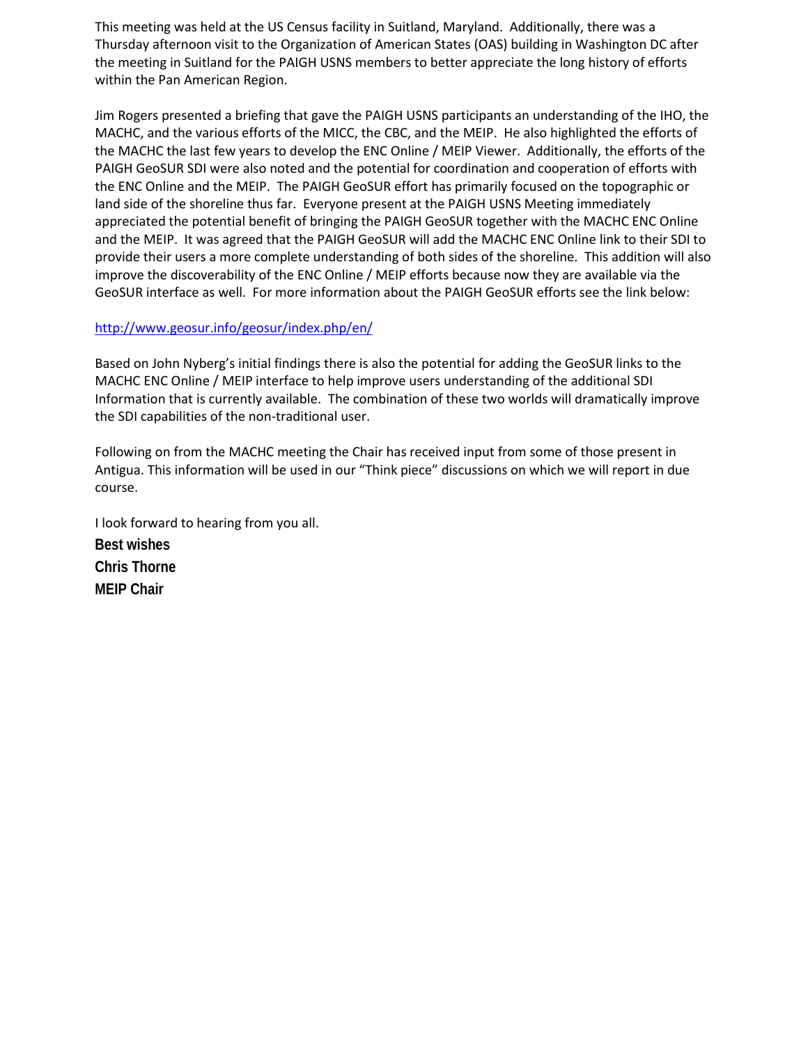This meeting was held at the US Census facility in Suitland, Maryland. Additionally, there was a Thursday afternoon visit to the Organization of American States (OAS) building in Washington DC after the meeting in Suitland for the PAIGH USNS members to better appreciate the long history of efforts within the Pan American Region.

Jim Rogers presented a briefing that gave the PAIGH USNS participants an understanding of the IHO, the MACHC, and the various efforts of the MICC, the CBC, and the MEIP. He also highlighted the efforts of the MACHC the last few years to develop the ENC Online / MEIP Viewer. Additionally, the efforts of the PAIGH GeoSUR SDI were also noted and the potential for coordination and cooperation of efforts with the ENC Online and the MEIP. The PAIGH GeoSUR effort has primarily focused on the topographic or land side of the shoreline thus far. Everyone present at the PAIGH USNS Meeting immediately appreciated the potential benefit of bringing the PAIGH GeoSUR together with the MACHC ENC Online and the MEIP. It was agreed that the PAIGH GeoSUR will add the MACHC ENC Online link to their SDI to provide their users a more complete understanding of both sides of the shoreline. This addition will also improve the discoverability of the ENC Online / MEIP efforts because now they are available via the GeoSUR interface as well. For more information about the PAIGH GeoSUR efforts see the link below:

http://www.geosur.info/geosur/index.php/en/

Based on John Nyberg's initial findings there is also the potential for adding the GeoSUR links to the MACHC ENC Online / MEIP interface to help improve users understanding of the additional SDI Information that is currently available. The combination of these two worlds will dramatically improve the SDI capabilities of the non-traditional user.

Following on from the MACHC meeting the Chair has received input from some of those present in Antigua. This information will be used in our "Think piece" discussions on which we will report in due course.

I look forward to hearing from you all.

**Best wishes**

**Chris Thorne**

**MEIP Chair**